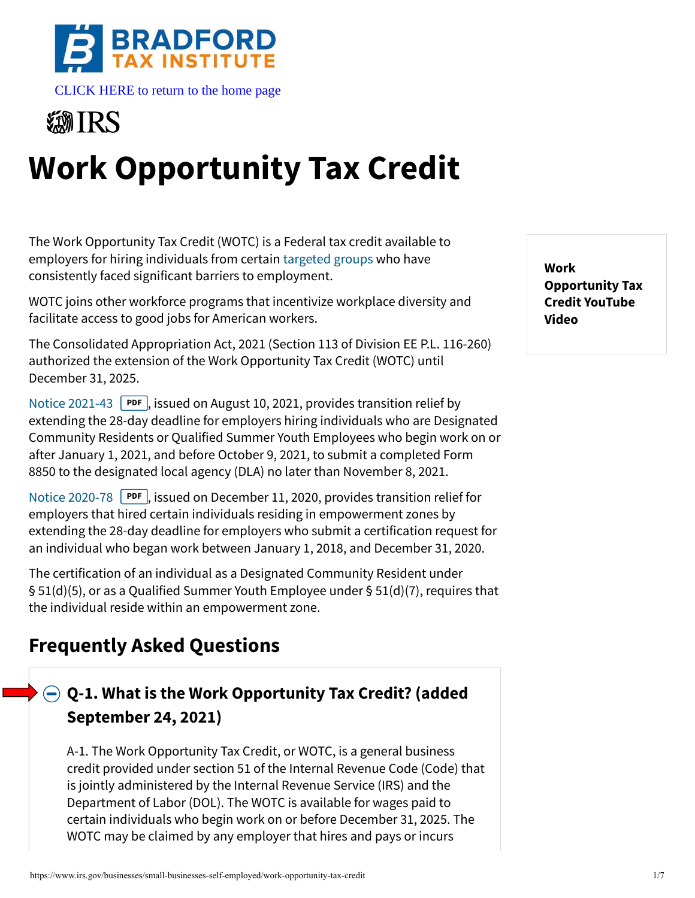BRADFORD TAX INSTITUTE

CLICK HERE to return to the home page

IRS

# Work Opportunity Tax Credit

The Work Opportunity Tax Credit (WOTC) is a Federal tax credit available to employers for hiring individuals from certain targeted groups who have consistently faced significant barriers to employment.

WOTC joins other workforce programs that incentivize workplace diversity and facilitate access to good jobs for American workers.

The Consolidated Appropriation Act, 2021 (Section 113 of Division EE P.L. 116-260) authorized the extension of the Work Opportunity Tax Credit (WOTC) until December 31, 2025.

Notice 2021-43 PDF, issued on August 10, 2021, provides transition relief by extending the 28-day deadline for employers hiring individuals who are Designated Community Residents or Qualified Summer Youth Employees who begin work on or after January 1, 2021, and before October 9, 2021, to submit a completed Form 8850 to the designated local agency (DLA) no later than November 8, 2021.

Notice 2020-78 PDF, issued on December 11, 2020, provides transition relief for employers that hired certain individuals residing in empowerment zones by extending the 28-day deadline for employers who submit a certification request for an individual who began work between January 1, 2018, and December 31, 2020.

The certification of an individual as a Designated Community Resident under § 51(d)(5), or as a Qualified Summer Youth Employee under § 51(d)(7), requires that the individual reside within an empowerment zone.

**Work Opportunity Tax Credit YouTube Video**

## Frequently Asked Questions

### Q-1. What is the Work Opportunity Tax Credit? (added September 24, 2021)

A-1. The Work Opportunity Tax Credit, or WOTC, is a general business credit provided under section 51 of the Internal Revenue Code (Code) that is jointly administered by the Internal Revenue Service (IRS) and the Department of Labor (DOL). The WOTC is available for wages paid to certain individuals who begin work on or before December 31, 2025. The WOTC may be claimed by any employer that hires and pays or incurs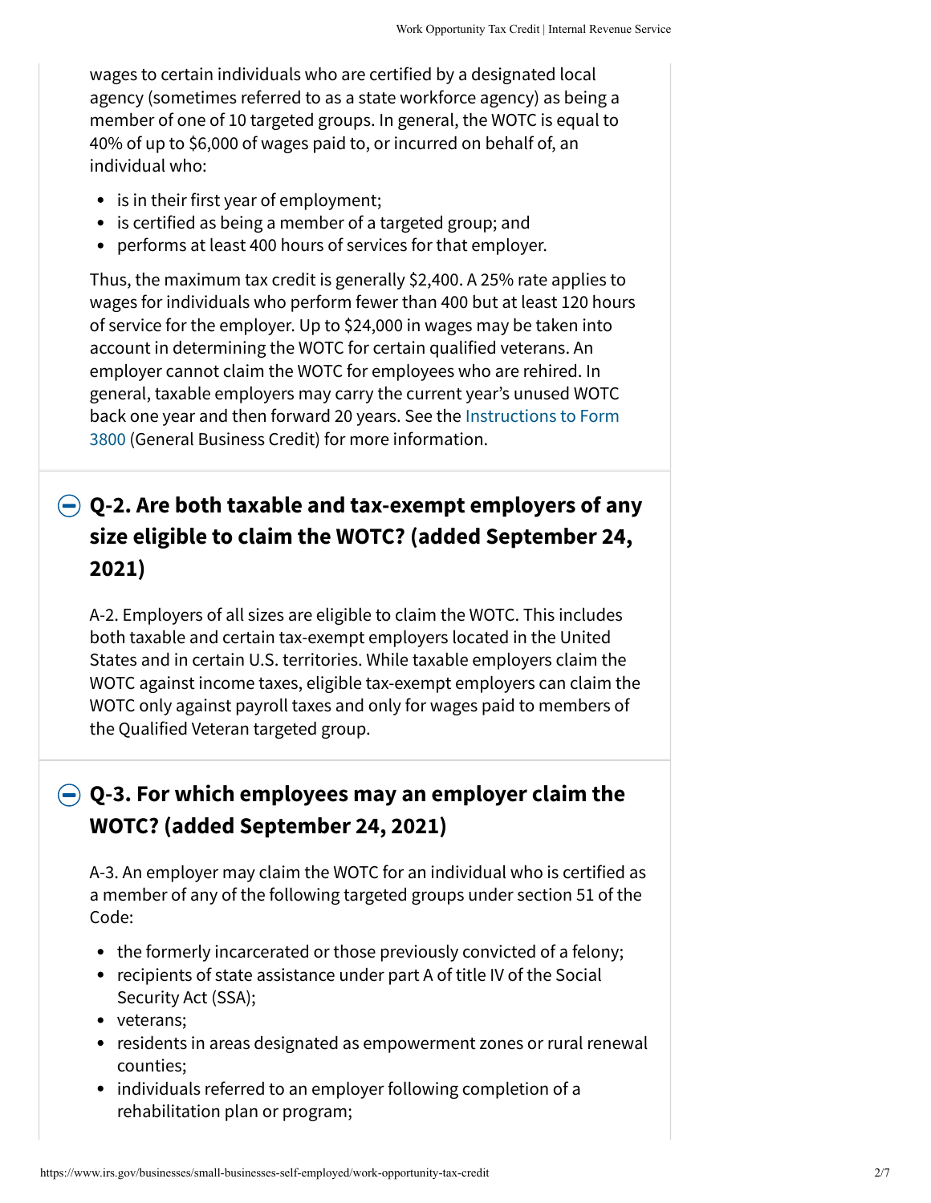wages to certain individuals who are certified by a designated local agency (sometimes referred to as a state workforce agency) as being a member of one of 10 targeted groups. In general, the WOTC is equal to 40% of up to $6,000 of wages paid to, or incurred on behalf of, an individual who:

- is in their first year of employment;
- is certified as being a member of a targeted group; and
- performs at least 400 hours of services for that employer.

Thus, the maximum tax credit is generally $2,400. A 25% rate applies to wages for individuals who perform fewer than 400 but at least 120 hours of service for the employer. Up to $24,000 in wages may be taken into account in determining the WOTC for certain qualified veterans. An employer cannot claim the WOTC for employees who are rehired. In general, taxable employers may carry the current year's unused WOTC back one year and then forward 20 years. See the Instructions to Form 3800 (General Business Credit) for more information.

## Q-2. Are both taxable and tax-exempt employers of any size eligible to claim the WOTC? (added September 24, 2021)

A-2. Employers of all sizes are eligible to claim the WOTC. This includes both taxable and certain tax-exempt employers located in the United States and in certain U.S. territories. While taxable employers claim the WOTC against income taxes, eligible tax-exempt employers can claim the WOTC only against payroll taxes and only for wages paid to members of the Qualified Veteran targeted group.

## Q-3. For which employees may an employer claim the WOTC? (added September 24, 2021)

A-3. An employer may claim the WOTC for an individual who is certified as a member of any of the following targeted groups under section 51 of the Code:

- the formerly incarcerated or those previously convicted of a felony;
- recipients of state assistance under part A of title IV of the Social Security Act (SSA);
- veterans;
- residents in areas designated as empowerment zones or rural renewal counties;
- individuals referred to an employer following completion of a rehabilitation plan or program;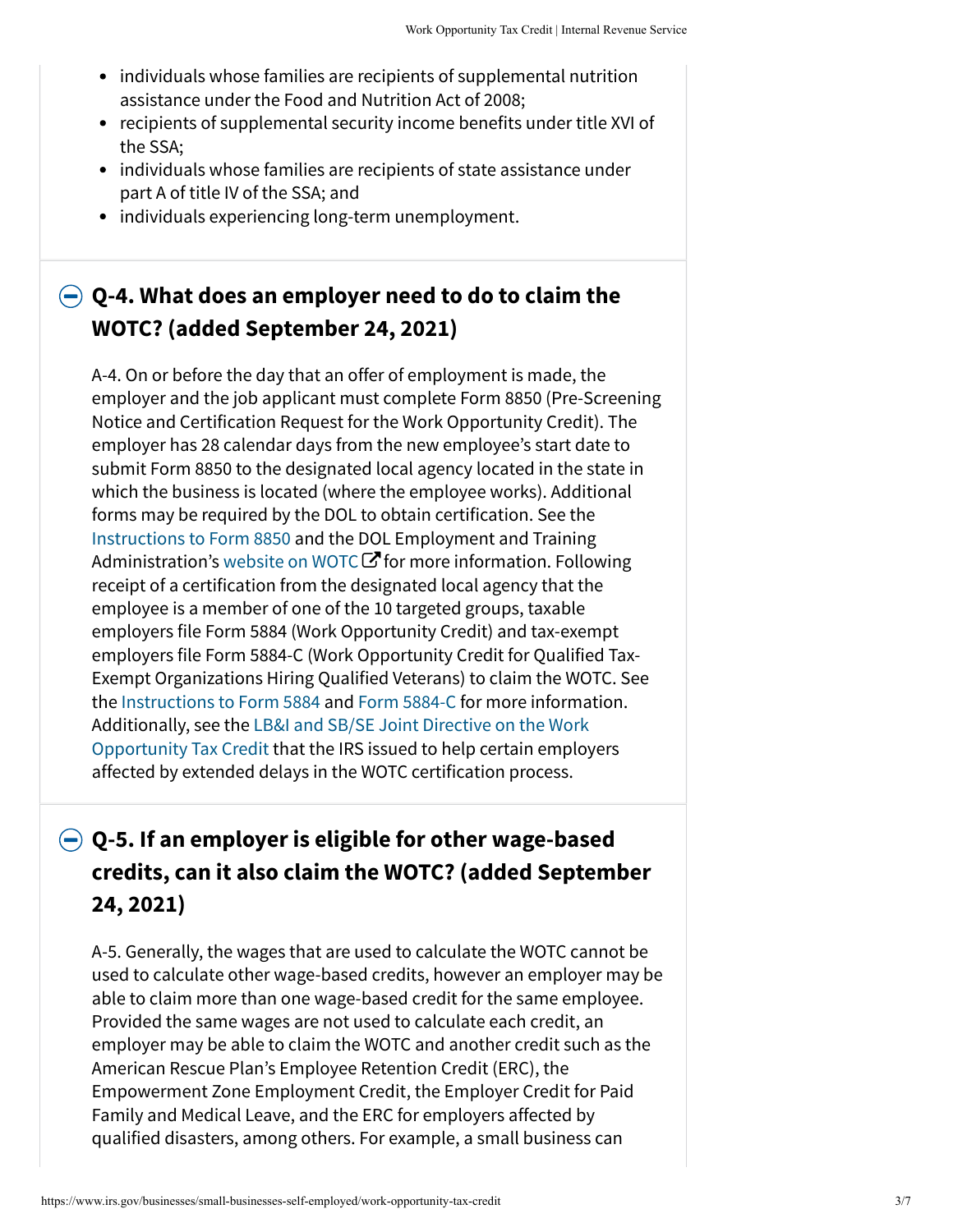- individuals whose families are recipients of supplemental nutrition assistance under the Food and Nutrition Act of 2008;
- recipients of supplemental security income benefits under title XVI of the SSA;
- individuals whose families are recipients of state assistance under part A of title IV of the SSA; and
- individuals experiencing long-term unemployment.

## Q-4. What does an employer need to do to claim the WOTC? (added September 24, 2021)

A-4. On or before the day that an offer of employment is made, the employer and the job applicant must complete Form 8850 (Pre-Screening Notice and Certification Request for the Work Opportunity Credit). The employer has 28 calendar days from the new employee's start date to submit Form 8850 to the designated local agency located in the state in which the business is located (where the employee works). Additional forms may be required by the DOL to obtain certification. See the Instructions to Form 8850 and the DOL Employment and Training Administration's website on WOTC for more information. Following receipt of a certification from the designated local agency that the employee is a member of one of the 10 targeted groups, taxable employers file Form 5884 (Work Opportunity Credit) and tax-exempt employers file Form 5884-C (Work Opportunity Credit for Qualified Tax-Exempt Organizations Hiring Qualified Veterans) to claim the WOTC. See the Instructions to Form 5884 and Form 5884-C for more information. Additionally, see the LB&I and SB/SE Joint Directive on the Work Opportunity Tax Credit that the IRS issued to help certain employers affected by extended delays in the WOTC certification process.

## Q-5. If an employer is eligible for other wage-based credits, can it also claim the WOTC? (added September 24, 2021)

A-5. Generally, the wages that are used to calculate the WOTC cannot be used to calculate other wage-based credits, however an employer may be able to claim more than one wage-based credit for the same employee. Provided the same wages are not used to calculate each credit, an employer may be able to claim the WOTC and another credit such as the American Rescue Plan's Employee Retention Credit (ERC), the Empowerment Zone Employment Credit, the Employer Credit for Paid Family and Medical Leave, and the ERC for employers affected by qualified disasters, among others. For example, a small business can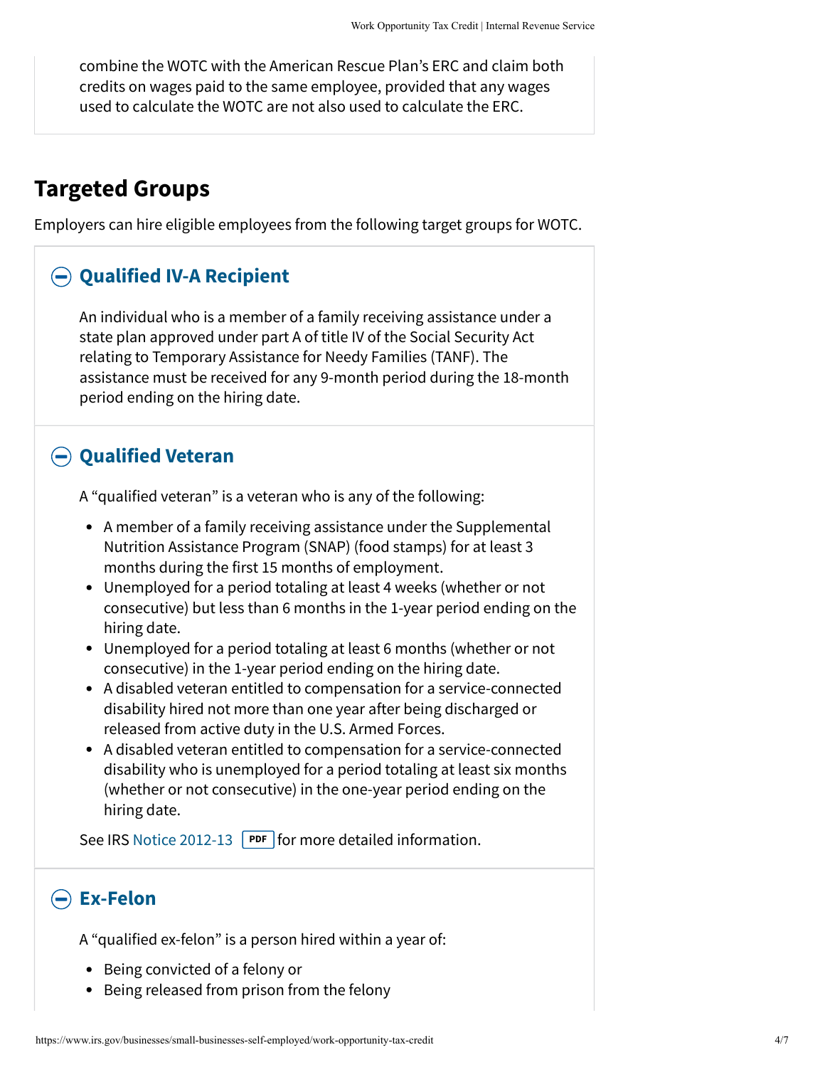combine the WOTC with the American Rescue Plan's ERC and claim both credits on wages paid to the same employee, provided that any wages used to calculate the WOTC are not also used to calculate the ERC.

## Targeted Groups

Employers can hire eligible employees from the following target groups for WOTC.

### Qualified IV-A Recipient

An individual who is a member of a family receiving assistance under a state plan approved under part A of title IV of the Social Security Act relating to Temporary Assistance for Needy Families (TANF). The assistance must be received for any 9-month period during the 18-month period ending on the hiring date.

### Qualified Veteran

A "qualified veteran" is a veteran who is any of the following:

- A member of a family receiving assistance under the Supplemental Nutrition Assistance Program (SNAP) (food stamps) for at least 3 months during the first 15 months of employment.
- Unemployed for a period totaling at least 4 weeks (whether or not consecutive) but less than 6 months in the 1-year period ending on the hiring date.
- Unemployed for a period totaling at least 6 months (whether or not consecutive) in the 1-year period ending on the hiring date.
- A disabled veteran entitled to compensation for a service-connected disability hired not more than one year after being discharged or released from active duty in the U.S. Armed Forces.
- A disabled veteran entitled to compensation for a service-connected disability who is unemployed for a period totaling at least six months (whether or not consecutive) in the one-year period ending on the hiring date.

See IRS Notice 2012-13 PDF for more detailed information.

### Ex-Felon

A "qualified ex-felon" is a person hired within a year of:

- Being convicted of a felony or
- Being released from prison from the felony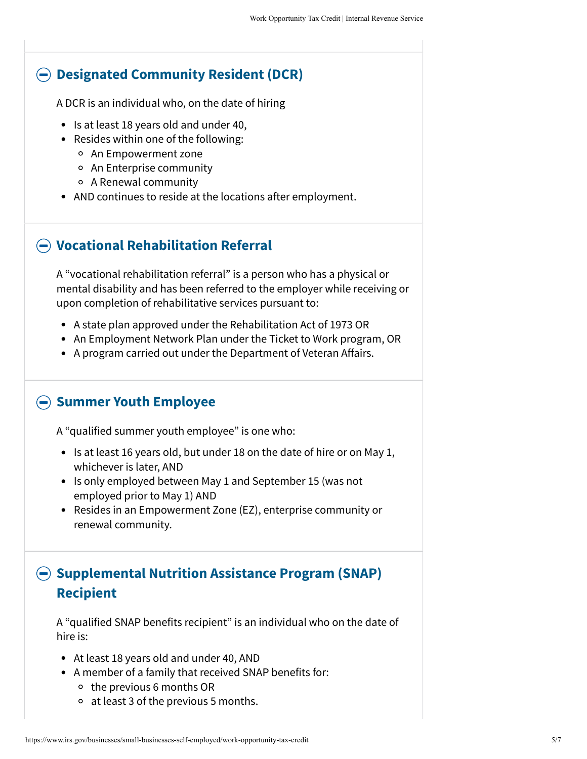## Designated Community Resident (DCR)

A DCR is an individual who, on the date of hiring

- Is at least 18 years old and under 40,
- Resides within one of the following:
  - An Empowerment zone
  - An Enterprise community
  - A Renewal community
- AND continues to reside at the locations after employment.

## Vocational Rehabilitation Referral

A "vocational rehabilitation referral" is a person who has a physical or mental disability and has been referred to the employer while receiving or upon completion of rehabilitative services pursuant to:

- A state plan approved under the Rehabilitation Act of 1973 OR
- An Employment Network Plan under the Ticket to Work program, OR
- A program carried out under the Department of Veteran Affairs.

## Summer Youth Employee

A "qualified summer youth employee" is one who:

- Is at least 16 years old, but under 18 on the date of hire or on May 1, whichever is later, AND
- Is only employed between May 1 and September 15 (was not employed prior to May 1) AND
- Resides in an Empowerment Zone (EZ), enterprise community or renewal community.

## Supplemental Nutrition Assistance Program (SNAP) Recipient

A "qualified SNAP benefits recipient" is an individual who on the date of hire is:

- At least 18 years old and under 40, AND
- A member of a family that received SNAP benefits for:
  - the previous 6 months OR
  - at least 3 of the previous 5 months.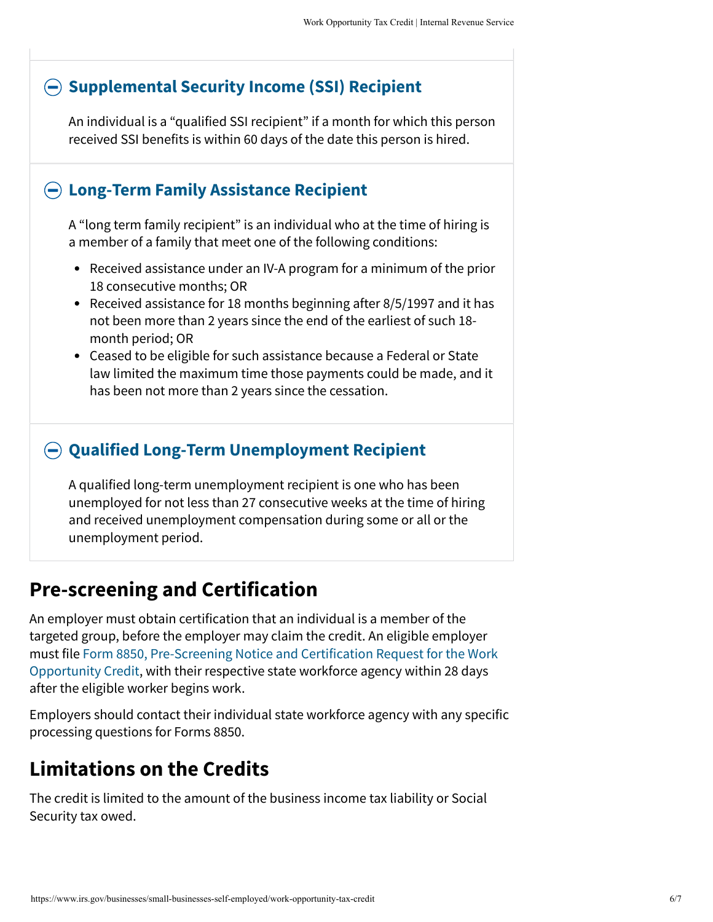### Supplemental Security Income (SSI) Recipient

An individual is a “qualified SSI recipient” if a month for which this person received SSI benefits is within 60 days of the date this person is hired.

### Long-Term Family Assistance Recipient

A “long term family recipient” is an individual who at the time of hiring is a member of a family that meet one of the following conditions:

- Received assistance under an IV-A program for a minimum of the prior 18 consecutive months; OR
- Received assistance for 18 months beginning after 8/5/1997 and it has not been more than 2 years since the end of the earliest of such 18-month period; OR
- Ceased to be eligible for such assistance because a Federal or State law limited the maximum time those payments could be made, and it has been not more than 2 years since the cessation.

### Qualified Long-Term Unemployment Recipient

A qualified long-term unemployment recipient is one who has been unemployed for not less than 27 consecutive weeks at the time of hiring and received unemployment compensation during some or all or the unemployment period.

## Pre-screening and Certification

An employer must obtain certification that an individual is a member of the targeted group, before the employer may claim the credit. An eligible employer must file Form 8850, Pre-Screening Notice and Certification Request for the Work Opportunity Credit, with their respective state workforce agency within 28 days after the eligible worker begins work.

Employers should contact their individual state workforce agency with any specific processing questions for Forms 8850.

## Limitations on the Credits

The credit is limited to the amount of the business income tax liability or Social Security tax owed.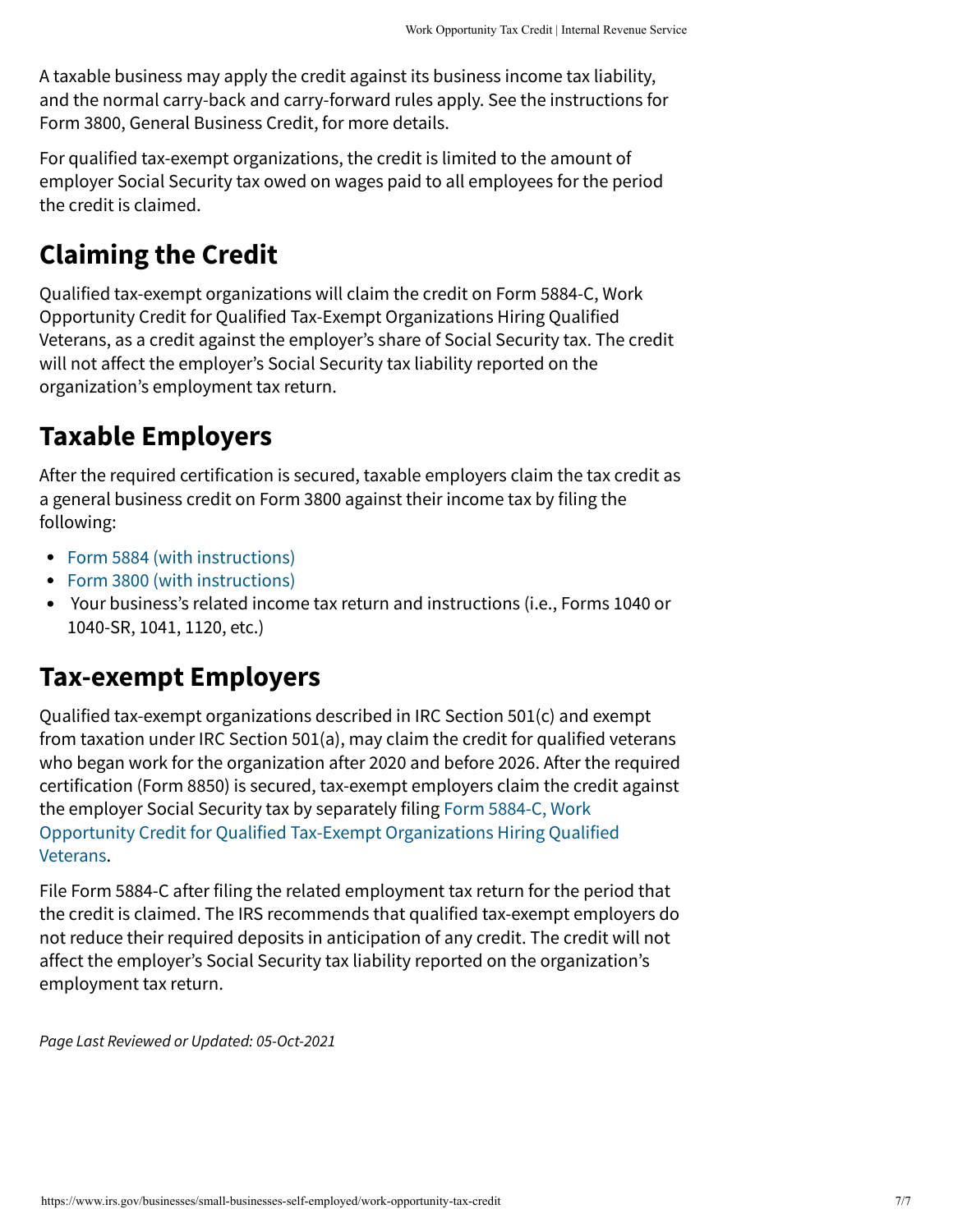A taxable business may apply the credit against its business income tax liability, and the normal carry-back and carry-forward rules apply. See the instructions for Form 3800, General Business Credit, for more details.

For qualified tax-exempt organizations, the credit is limited to the amount of employer Social Security tax owed on wages paid to all employees for the period the credit is claimed.

## Claiming the Credit

Qualified tax-exempt organizations will claim the credit on Form 5884-C, Work Opportunity Credit for Qualified Tax-Exempt Organizations Hiring Qualified Veterans, as a credit against the employer's share of Social Security tax. The credit will not affect the employer's Social Security tax liability reported on the organization's employment tax return.

## Taxable Employers

After the required certification is secured, taxable employers claim the tax credit as a general business credit on Form 3800 against their income tax by filing the following:

- Form 5884 (with instructions)
- Form 3800 (with instructions)
- Your business's related income tax return and instructions (i.e., Forms 1040 or 1040-SR, 1041, 1120, etc.)

## Tax-exempt Employers

Qualified tax-exempt organizations described in IRC Section 501(c) and exempt from taxation under IRC Section 501(a), may claim the credit for qualified veterans who began work for the organization after 2020 and before 2026. After the required certification (Form 8850) is secured, tax-exempt employers claim the credit against the employer Social Security tax by separately filing Form 5884-C, Work Opportunity Credit for Qualified Tax-Exempt Organizations Hiring Qualified Veterans.

File Form 5884-C after filing the related employment tax return for the period that the credit is claimed. The IRS recommends that qualified tax-exempt employers do not reduce their required deposits in anticipation of any credit. The credit will not affect the employer's Social Security tax liability reported on the organization's employment tax return.

*Page Last Reviewed or Updated: 05-Oct-2021*